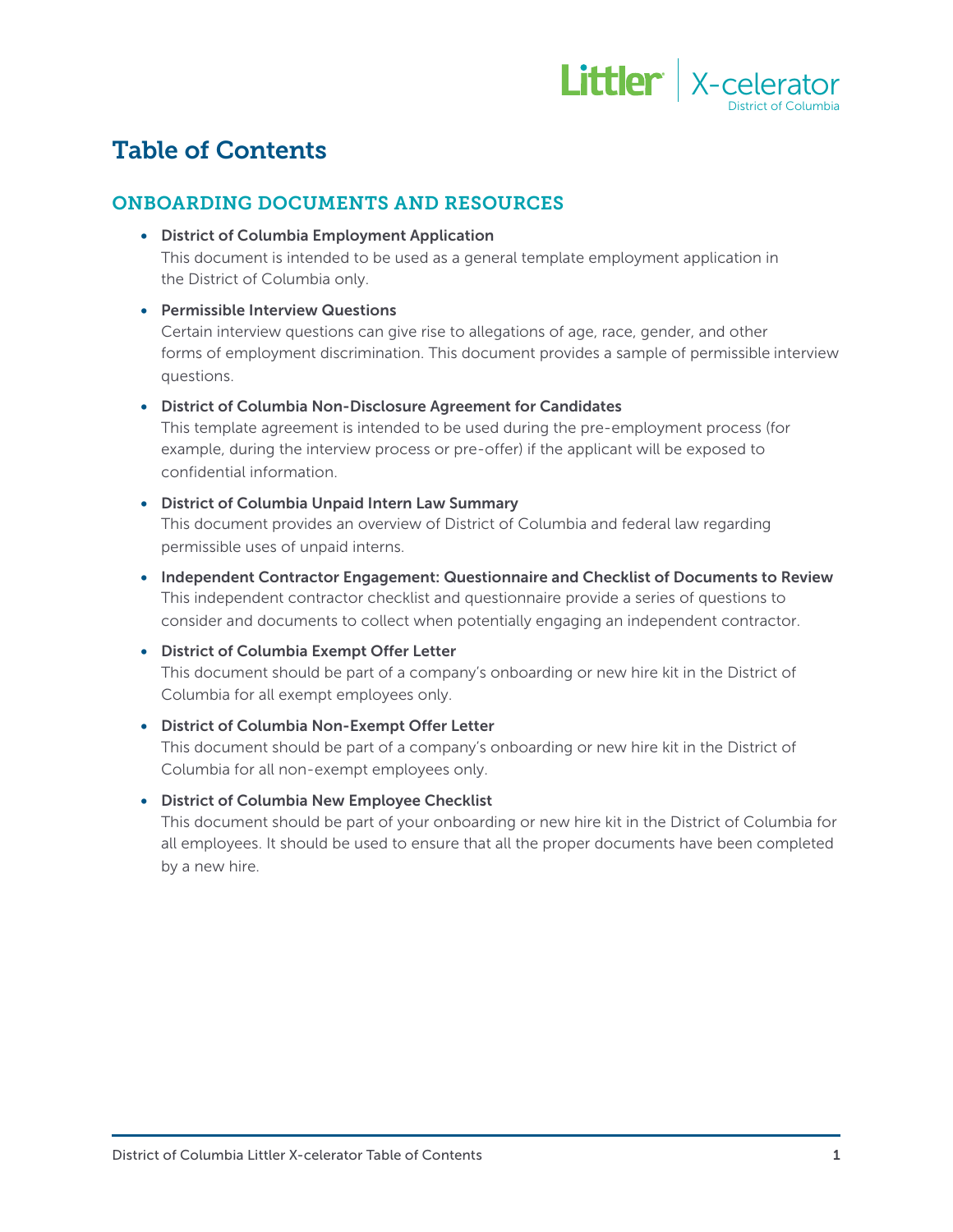# Table of Contents

## ONBOARDING DOCUMENTS AND RESOURCES

- **District of Columbia Employment Application**
  This document is intended to be used as a general template employment application in the District of Columbia only.

- **Permissible Interview Questions**
  Certain interview questions can give rise to allegations of age, race, gender, and other forms of employment discrimination. This document provides a sample of permissible interview questions.

- **District of Columbia Non-Disclosure Agreement for Candidates**
  This template agreement is intended to be used during the pre-employment process (for example, during the interview process or pre-offer) if the applicant will be exposed to confidential information.

- **District of Columbia Unpaid Intern Law Summary**
  This document provides an overview of District of Columbia and federal law regarding permissible uses of unpaid interns.

- **Independent Contractor Engagement: Questionnaire and Checklist of Documents to Review**
  This independent contractor checklist and questionnaire provide a series of questions to consider and documents to collect when potentially engaging an independent contractor.

- **District of Columbia Exempt Offer Letter**
  This document should be part of a company's onboarding or new hire kit in the District of Columbia for all exempt employees only.

- **District of Columbia Non-Exempt Offer Letter**
  This document should be part of a company's onboarding or new hire kit in the District of Columbia for all non-exempt employees only.

- **District of Columbia New Employee Checklist**
  This document should be part of your onboarding or new hire kit in the District of Columbia for all employees. It should be used to ensure that all the proper documents have been completed by a new hire.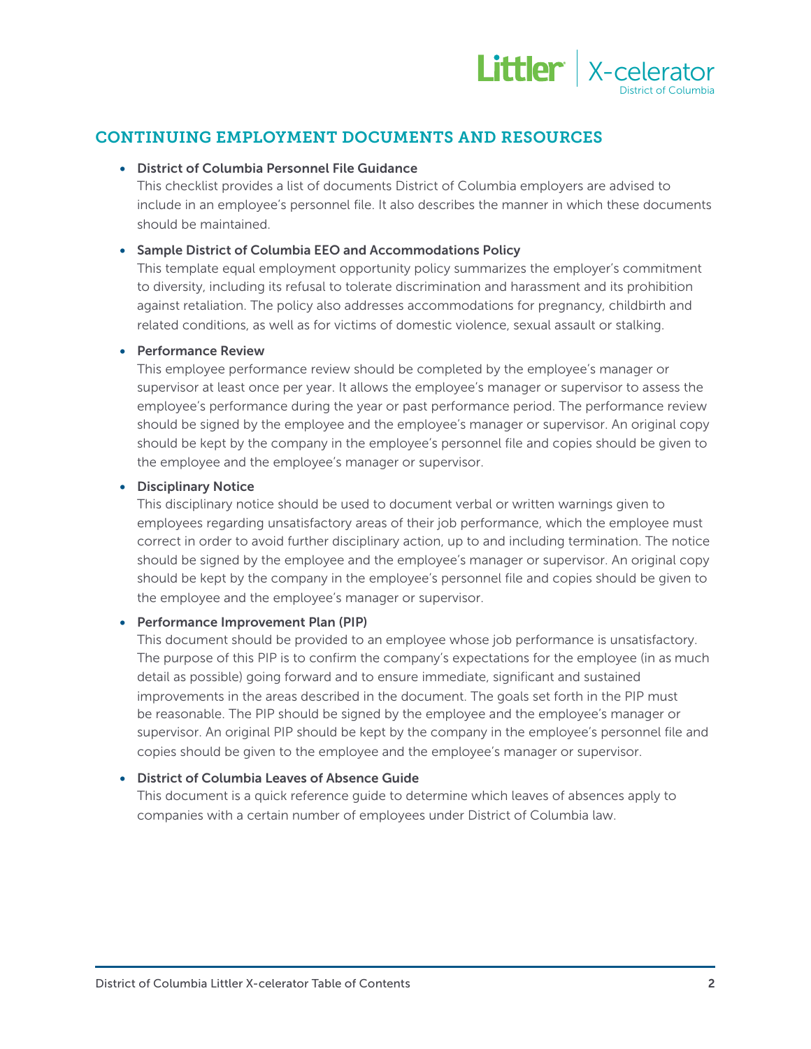## CONTINUING EMPLOYMENT DOCUMENTS AND RESOURCES

- **District of Columbia Personnel File Guidance**
  This checklist provides a list of documents District of Columbia employers are advised to include in an employee's personnel file. It also describes the manner in which these documents should be maintained.

- **Sample District of Columbia EEO and Accommodations Policy**
  This template equal employment opportunity policy summarizes the employer's commitment to diversity, including its refusal to tolerate discrimination and harassment and its prohibition against retaliation. The policy also addresses accommodations for pregnancy, childbirth and related conditions, as well as for victims of domestic violence, sexual assault or stalking.

- **Performance Review**
  This employee performance review should be completed by the employee's manager or supervisor at least once per year. It allows the employee's manager or supervisor to assess the employee's performance during the year or past performance period. The performance review should be signed by the employee and the employee's manager or supervisor. An original copy should be kept by the company in the employee's personnel file and copies should be given to the employee and the employee's manager or supervisor.

- **Disciplinary Notice**
  This disciplinary notice should be used to document verbal or written warnings given to employees regarding unsatisfactory areas of their job performance, which the employee must correct in order to avoid further disciplinary action, up to and including termination. The notice should be signed by the employee and the employee's manager or supervisor. An original copy should be kept by the company in the employee's personnel file and copies should be given to the employee and the employee's manager or supervisor.

- **Performance Improvement Plan (PIP)**
  This document should be provided to an employee whose job performance is unsatisfactory. The purpose of this PIP is to confirm the company's expectations for the employee (in as much detail as possible) going forward and to ensure immediate, significant and sustained improvements in the areas described in the document. The goals set forth in the PIP must be reasonable. The PIP should be signed by the employee and the employee's manager or supervisor. An original PIP should be kept by the company in the employee's personnel file and copies should be given to the employee and the employee's manager or supervisor.

- **District of Columbia Leaves of Absence Guide**
  This document is a quick reference guide to determine which leaves of absences apply to companies with a certain number of employees under District of Columbia law.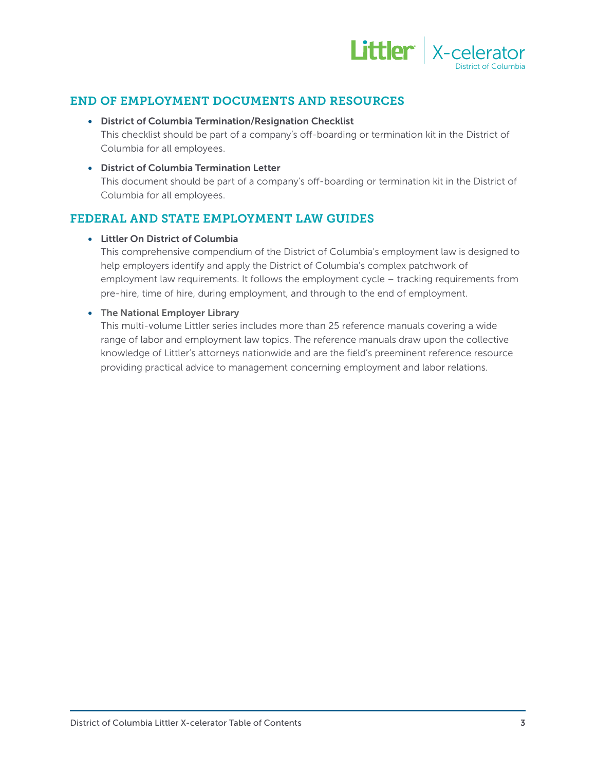## END OF EMPLOYMENT DOCUMENTS AND RESOURCES

- **District of Columbia Termination/Resignation Checklist**
  This checklist should be part of a company's off-boarding or termination kit in the District of Columbia for all employees.
- **District of Columbia Termination Letter**
  This document should be part of a company's off-boarding or termination kit in the District of Columbia for all employees.

## FEDERAL AND STATE EMPLOYMENT LAW GUIDES

- **Littler On District of Columbia**
  This comprehensive compendium of the District of Columbia's employment law is designed to help employers identify and apply the District of Columbia's complex patchwork of employment law requirements. It follows the employment cycle – tracking requirements from pre-hire, time of hire, during employment, and through to the end of employment.
- **The National Employer Library**
  This multi-volume Littler series includes more than 25 reference manuals covering a wide range of labor and employment law topics. The reference manuals draw upon the collective knowledge of Littler's attorneys nationwide and are the field's preeminent reference resource providing practical advice to management concerning employment and labor relations.